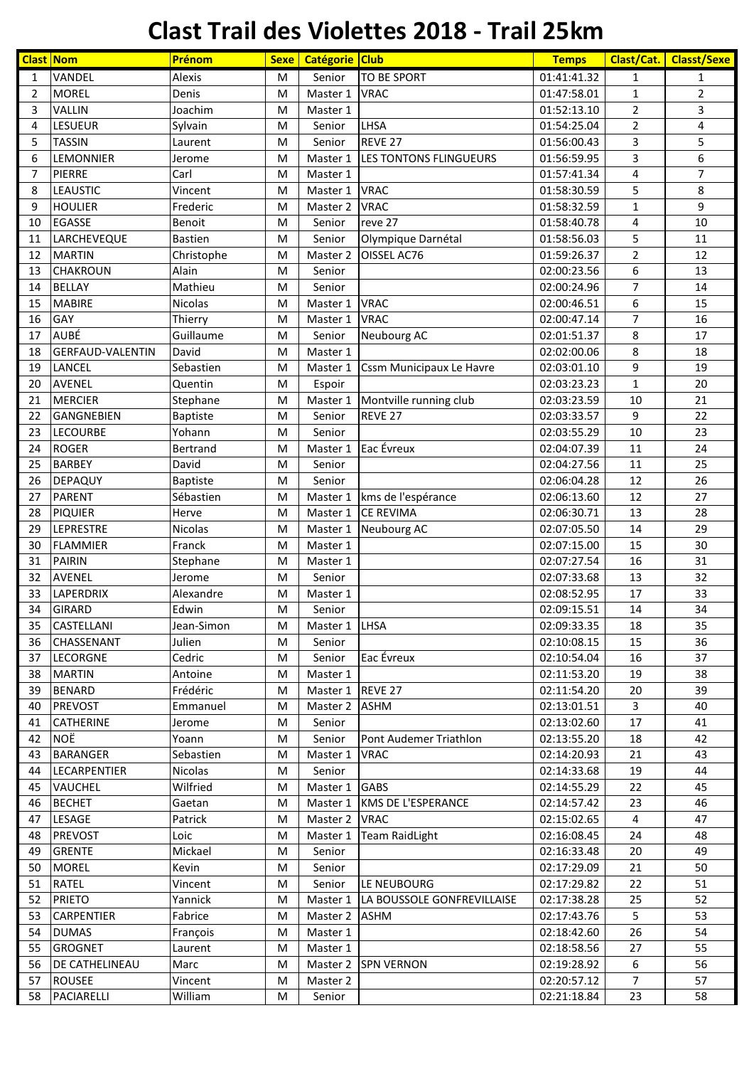# Clast Trail des Violettes 2018 - Trail 25km

| Clast | Nom | Prénom | Sexe | Catégorie | Club | Temps | Clast/Cat. | Classt/Sexe |
|---|---|---|---|---|---|---|---|---|
| 1 | VANDEL | Alexis | M | Senior | TO BE SPORT | 01:41:41.32 | 1 | 1 |
| 2 | MOREL | Denis | M | Master 1 | VRAC | 01:47:58.01 | 1 | 2 |
| 3 | VALLIN | Joachim | M | Master 1 | | 01:52:13.10 | 2 | 3 |
| 4 | LESUEUR | Sylvain | M | Senior | LHSA | 01:54:25.04 | 2 | 4 |
| 5 | TASSIN | Laurent | M | Senior | REVE 27 | 01:56:00.43 | 3 | 5 |
| 6 | LEMONNIER | Jerome | M | Master 1 | LES TONTONS FLINGUEURS | 01:56:59.95 | 3 | 6 |
| 7 | PIERRE | Carl | M | Master 1 | | 01:57:41.34 | 4 | 7 |
| 8 | LEAUSTIC | Vincent | M | Master 1 | VRAC | 01:58:30.59 | 5 | 8 |
| 9 | HOULIER | Frederic | M | Master 2 | VRAC | 01:58:32.59 | 1 | 9 |
| 10 | EGASSE | Benoit | M | Senior | reve 27 | 01:58:40.78 | 4 | 10 |
| 11 | LARCHEVEQUE | Bastien | M | Senior | Olympique Darnétal | 01:58:56.03 | 5 | 11 |
| 12 | MARTIN | Christophe | M | Master 2 | OISSEL AC76 | 01:59:26.37 | 2 | 12 |
| 13 | CHAKROUN | Alain | M | Senior | | 02:00:23.56 | 6 | 13 |
| 14 | BELLAY | Mathieu | M | Senior | | 02:00:24.96 | 7 | 14 |
| 15 | MABIRE | Nicolas | M | Master 1 | VRAC | 02:00:46.51 | 6 | 15 |
| 16 | GAY | Thierry | M | Master 1 | VRAC | 02:00:47.14 | 7 | 16 |
| 17 | AUBÉ | Guillaume | M | Senior | Neubourg AC | 02:01:51.37 | 8 | 17 |
| 18 | GERFAUD-VALENTIN | David | M | Master 1 | | 02:02:00.06 | 8 | 18 |
| 19 | LANCEL | Sebastien | M | Master 1 | Cssm Municipaux Le Havre | 02:03:01.10 | 9 | 19 |
| 20 | AVENEL | Quentin | M | Espoir | | 02:03:23.23 | 1 | 20 |
| 21 | MERCIER | Stephane | M | Master 1 | Montville running club | 02:03:23.59 | 10 | 21 |
| 22 | GANGNEBIEN | Baptiste | M | Senior | REVE 27 | 02:03:33.57 | 9 | 22 |
| 23 | LECOURBE | Yohann | M | Senior | | 02:03:55.29 | 10 | 23 |
| 24 | ROGER | Bertrand | M | Master 1 | Eac Évreux | 02:04:07.39 | 11 | 24 |
| 25 | BARBEY | David | M | Senior | | 02:04:27.56 | 11 | 25 |
| 26 | DEPAQUY | Baptiste | M | Senior | | 02:06:04.28 | 12 | 26 |
| 27 | PARENT | Sébastien | M | Master 1 | kms de l'espérance | 02:06:13.60 | 12 | 27 |
| 28 | PIQUIER | Herve | M | Master 1 | CE REVIMA | 02:06:30.71 | 13 | 28 |
| 29 | LEPRESTRE | Nicolas | M | Master 1 | Neubourg AC | 02:07:05.50 | 14 | 29 |
| 30 | FLAMMIER | Franck | M | Master 1 | | 02:07:15.00 | 15 | 30 |
| 31 | PAIRIN | Stephane | M | Master 1 | | 02:07:27.54 | 16 | 31 |
| 32 | AVENEL | Jerome | M | Senior | | 02:07:33.68 | 13 | 32 |
| 33 | LAPERDRIX | Alexandre | M | Master 1 | | 02:08:52.95 | 17 | 33 |
| 34 | GIRARD | Edwin | M | Senior | | 02:09:15.51 | 14 | 34 |
| 35 | CASTELLANI | Jean-Simon | M | Master 1 | LHSA | 02:09:33.35 | 18 | 35 |
| 36 | CHASSENANT | Julien | M | Senior | | 02:10:08.15 | 15 | 36 |
| 37 | LECORGNE | Cedric | M | Senior | Eac Évreux | 02:10:54.04 | 16 | 37 |
| 38 | MARTIN | Antoine | M | Master 1 | | 02:11:53.20 | 19 | 38 |
| 39 | BENARD | Frédéric | M | Master 1 | REVE 27 | 02:11:54.20 | 20 | 39 |
| 40 | PREVOST | Emmanuel | M | Master 2 | ASHM | 02:13:01.51 | 3 | 40 |
| 41 | CATHERINE | Jerome | M | Senior | | 02:13:02.60 | 17 | 41 |
| 42 | NOË | Yoann | M | Senior | Pont Audemer Triathlon | 02:13:55.20 | 18 | 42 |
| 43 | BARANGER | Sebastien | M | Master 1 | VRAC | 02:14:20.93 | 21 | 43 |
| 44 | LECARPENTIER | Nicolas | M | Senior | | 02:14:33.68 | 19 | 44 |
| 45 | VAUCHEL | Wilfried | M | Master 1 | GABS | 02:14:55.29 | 22 | 45 |
| 46 | BECHET | Gaetan | M | Master 1 | KMS DE L'ESPERANCE | 02:14:57.42 | 23 | 46 |
| 47 | LESAGE | Patrick | M | Master 2 | VRAC | 02:15:02.65 | 4 | 47 |
| 48 | PREVOST | Loic | M | Master 1 | Team RaidLight | 02:16:08.45 | 24 | 48 |
| 49 | GRENTE | Mickael | M | Senior | | 02:16:33.48 | 20 | 49 |
| 50 | MOREL | Kevin | M | Senior | | 02:17:29.09 | 21 | 50 |
| 51 | RATEL | Vincent | M | Senior | LE NEUBOURG | 02:17:29.82 | 22 | 51 |
| 52 | PRIETO | Yannick | M | Master 1 | LA BOUSSOLE GONFREVILLAISE | 02:17:38.28 | 25 | 52 |
| 53 | CARPENTIER | Fabrice | M | Master 2 | ASHM | 02:17:43.76 | 5 | 53 |
| 54 | DUMAS | François | M | Master 1 | | 02:18:42.60 | 26 | 54 |
| 55 | GROGNET | Laurent | M | Master 1 | | 02:18:58.56 | 27 | 55 |
| 56 | DE CATHELINEAU | Marc | M | Master 2 | SPN VERNON | 02:19:28.92 | 6 | 56 |
| 57 | ROUSEE | Vincent | M | Master 2 | | 02:20:57.12 | 7 | 57 |
| 58 | PACIARELLI | William | M | Senior | | 02:21:18.84 | 23 | 58 |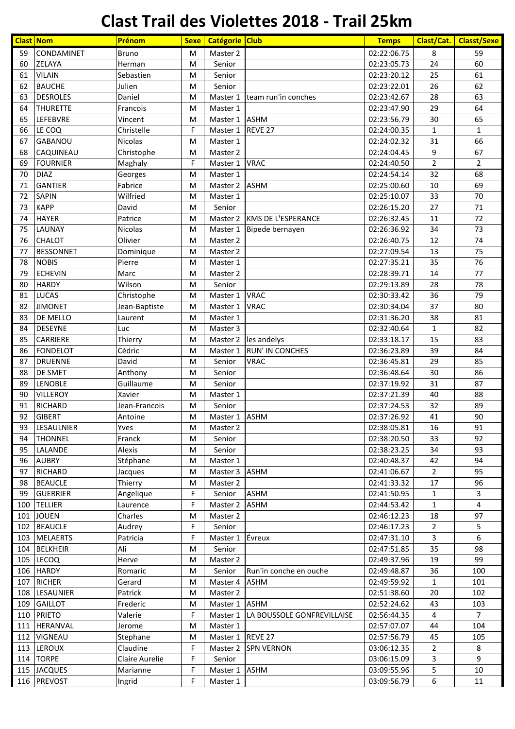# Clast Trail des Violettes 2018 - Trail 25km

| Clast | Nom | Prénom | Sexe | Catégorie | Club | Temps | Clast/Cat. | Classt/Sexe |
|---|---|---|---|---|---|---|---|---|
| 59 | CONDAMINET | Bruno | M | Master 2 | | 02:22:06.75 | 8 | 59 |
| 60 | ZELAYA | Herman | M | Senior | | 02:23:05.73 | 24 | 60 |
| 61 | VILAIN | Sebastien | M | Senior | | 02:23:20.12 | 25 | 61 |
| 62 | BAUCHE | Julien | M | Senior | | 02:23:22.01 | 26 | 62 |
| 63 | DESROLES | Daniel | M | Master 1 | team run'in conches | 02:23:42.67 | 28 | 63 |
| 64 | THURETTE | Francois | M | Master 1 | | 02:23:47.90 | 29 | 64 |
| 65 | LEFEBVRE | Vincent | M | Master 1 | ASHM | 02:23:56.79 | 30 | 65 |
| 66 | LE COQ | Christelle | F | Master 1 | REVE 27 | 02:24:00.35 | 1 | 1 |
| 67 | GABANOU | Nicolas | M | Master 1 | | 02:24:02.32 | 31 | 66 |
| 68 | CAQUINEAU | Christophe | M | Master 2 | | 02:24:04.45 | 9 | 67 |
| 69 | FOURNIER | Maghaly | F | Master 1 | VRAC | 02:24:40.50 | 2 | 2 |
| 70 | DIAZ | Georges | M | Master 1 | | 02:24:54.14 | 32 | 68 |
| 71 | GANTIER | Fabrice | M | Master 2 | ASHM | 02:25:00.60 | 10 | 69 |
| 72 | SAPIN | Wilfried | M | Master 1 | | 02:25:10.07 | 33 | 70 |
| 73 | KAPP | David | M | Senior | | 02:26:15.20 | 27 | 71 |
| 74 | HAYER | Patrice | M | Master 2 | KMS DE L'ESPERANCE | 02:26:32.45 | 11 | 72 |
| 75 | LAUNAY | Nicolas | M | Master 1 | Bipede bernayen | 02:26:36.92 | 34 | 73 |
| 76 | CHALOT | Olivier | M | Master 2 | | 02:26:40.75 | 12 | 74 |
| 77 | BESSONNET | Dominique | M | Master 2 | | 02:27:09.54 | 13 | 75 |
| 78 | NOBIS | Pierre | M | Master 1 | | 02:27:35.21 | 35 | 76 |
| 79 | ECHEVIN | Marc | M | Master 2 | | 02:28:39.71 | 14 | 77 |
| 80 | HARDY | Wilson | M | Senior | | 02:29:13.89 | 28 | 78 |
| 81 | LUCAS | Christophe | M | Master 1 | VRAC | 02:30:33.42 | 36 | 79 |
| 82 | JIMONET | Jean-Baptiste | M | Master 1 | VRAC | 02:30:34.04 | 37 | 80 |
| 83 | DE MELLO | Laurent | M | Master 1 | | 02:31:36.20 | 38 | 81 |
| 84 | DESEYNE | Luc | M | Master 3 | | 02:32:40.64 | 1 | 82 |
| 85 | CARRIERE | Thierry | M | Master 2 | les andelys | 02:33:18.17 | 15 | 83 |
| 86 | FONDELOT | Cédric | M | Master 1 | RUN' IN CONCHES | 02:36:23.89 | 39 | 84 |
| 87 | DRUENNE | David | M | Senior | VRAC | 02:36:45.81 | 29 | 85 |
| 88 | DE SMET | Anthony | M | Senior | | 02:36:48.64 | 30 | 86 |
| 89 | LENOBLE | Guillaume | M | Senior | | 02:37:19.92 | 31 | 87 |
| 90 | VILLEROY | Xavier | M | Master 1 | | 02:37:21.39 | 40 | 88 |
| 91 | RICHARD | Jean-Francois | M | Senior | | 02:37:24.53 | 32 | 89 |
| 92 | GIBERT | Antoine | M | Master 1 | ASHM | 02:37:26.92 | 41 | 90 |
| 93 | LESAULNIER | Yves | M | Master 2 | | 02:38:05.81 | 16 | 91 |
| 94 | THONNEL | Franck | M | Senior | | 02:38:20.50 | 33 | 92 |
| 95 | LALANDE | Alexis | M | Senior | | 02:38:23.25 | 34 | 93 |
| 96 | AUBRY | Stéphane | M | Master 1 | | 02:40:48.37 | 42 | 94 |
| 97 | RICHARD | Jacques | M | Master 3 | ASHM | 02:41:06.67 | 2 | 95 |
| 98 | BEAUCLE | Thierry | M | Master 2 | | 02:41:33.32 | 17 | 96 |
| 99 | GUERRIER | Angelique | F | Senior | ASHM | 02:41:50.95 | 1 | 3 |
| 100 | TELLIER | Laurence | F | Master 2 | ASHM | 02:44:53.42 | 1 | 4 |
| 101 | JOUEN | Charles | M | Master 2 | | 02:46:12.23 | 18 | 97 |
| 102 | BEAUCLE | Audrey | F | Senior | | 02:46:17.23 | 2 | 5 |
| 103 | MELAERTS | Patricia | F | Master 1 | Évreux | 02:47:31.10 | 3 | 6 |
| 104 | BELKHEIR | Ali | M | Senior | | 02:47:51.85 | 35 | 98 |
| 105 | LECOQ | Herve | M | Master 2 | | 02:49:37.96 | 19 | 99 |
| 106 | HARDY | Romaric | M | Senior | Run'in conche en ouche | 02:49:48.87 | 36 | 100 |
| 107 | RICHER | Gerard | M | Master 4 | ASHM | 02:49:59.92 | 1 | 101 |
| 108 | LESAUNIER | Patrick | M | Master 2 | | 02:51:38.60 | 20 | 102 |
| 109 | GAILLOT | Frederic | M | Master 1 | ASHM | 02:52:24.62 | 43 | 103 |
| 110 | PRIETO | Valerie | F | Master 1 | LA BOUSSOLE GONFREVILLAISE | 02:56:44.35 | 4 | 7 |
| 111 | HERANVAL | Jerome | M | Master 1 | | 02:57:07.07 | 44 | 104 |
| 112 | VIGNEAU | Stephane | M | Master 1 | REVE 27 | 02:57:56.79 | 45 | 105 |
| 113 | LEROUX | Claudine | F | Master 2 | SPN VERNON | 03:06:12.35 | 2 | 8 |
| 114 | TORPE | Claire Aurelie | F | Senior | | 03:06:15.09 | 3 | 9 |
| 115 | JACQUES | Marianne | F | Master 1 | ASHM | 03:09:55.96 | 5 | 10 |
| 116 | PREVOST | Ingrid | F | Master 1 | | 03:09:56.79 | 6 | 11 |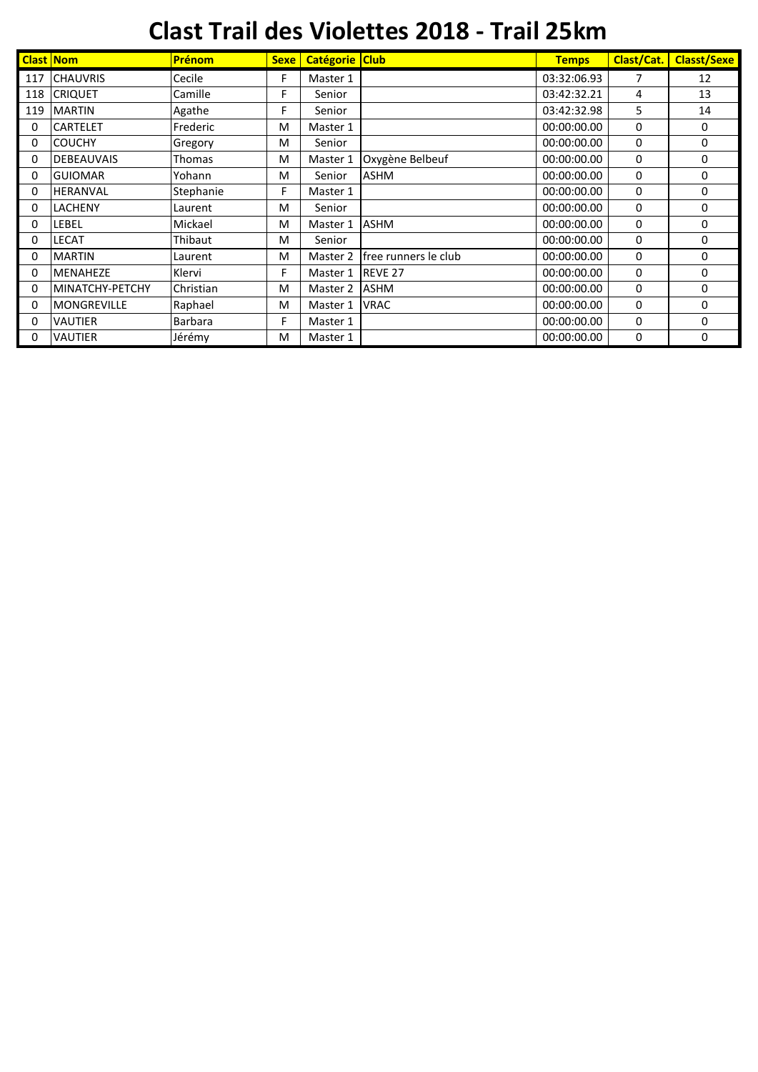# Clast Trail des Violettes 2018 - Trail 25km

| Clast | Nom | Prénom | Sexe | Catégorie | Club | Temps | Clast/Cat. | Classt/Sexe |
|---|---|---|---|---|---|---|---|---|
| 117 | CHAUVRIS | Cecile | F | Master 1 | | 03:32:06.93 | 7 | 12 |
| 118 | CRIQUET | Camille | F | Senior | | 03:42:32.21 | 4 | 13 |
| 119 | MARTIN | Agathe | F | Senior | | 03:42:32.98 | 5 | 14 |
| 0 | CARTELET | Frederic | M | Master 1 | | 00:00:00.00 | 0 | 0 |
| 0 | COUCHY | Gregory | M | Senior | | 00:00:00.00 | 0 | 0 |
| 0 | DEBEAUVAIS | Thomas | M | Master 1 | Oxygène Belbeuf | 00:00:00.00 | 0 | 0 |
| 0 | GUIOMAR | Yohann | M | Senior | ASHM | 00:00:00.00 | 0 | 0 |
| 0 | HERANVAL | Stephanie | F | Master 1 | | 00:00:00.00 | 0 | 0 |
| 0 | LACHENY | Laurent | M | Senior | | 00:00:00.00 | 0 | 0 |
| 0 | LEBEL | Mickael | M | Master 1 | ASHM | 00:00:00.00 | 0 | 0 |
| 0 | LECAT | Thibaut | M | Senior | | 00:00:00.00 | 0 | 0 |
| 0 | MARTIN | Laurent | M | Master 2 | free runners le club | 00:00:00.00 | 0 | 0 |
| 0 | MENAHEZE | Klervi | F | Master 1 | REVE 27 | 00:00:00.00 | 0 | 0 |
| 0 | MINATCHY-PETCHY | Christian | M | Master 2 | ASHM | 00:00:00.00 | 0 | 0 |
| 0 | MONGREVILLE | Raphael | M | Master 1 | VRAC | 00:00:00.00 | 0 | 0 |
| 0 | VAUTIER | Barbara | F | Master 1 | | 00:00:00.00 | 0 | 0 |
| 0 | VAUTIER | Jérémy | M | Master 1 | | 00:00:00.00 | 0 | 0 |